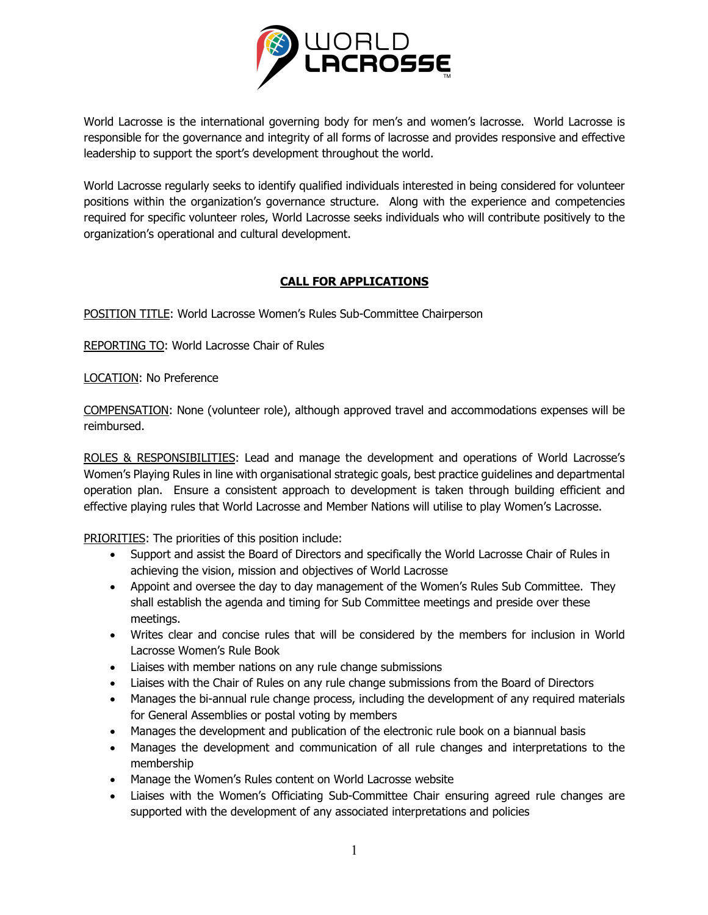World Lacrosse is the international governing body for men's and women's lacrosse. World Lacrosse is responsible for the governance and integrity of all forms of lacrosse and provides responsive and effective leadership to support the sport's development throughout the world.

World Lacrosse regularly seeks to identify qualified individuals interested in being considered for volunteer positions within the organization's governance structure. Along with the experience and competencies required for specific volunteer roles, World Lacrosse seeks individuals who will contribute positively to the organization's operational and cultural development.

## CALL FOR APPLICATIONS

POSITION TITLE: World Lacrosse Women's Rules Sub-Committee Chairperson

REPORTING TO: World Lacrosse Chair of Rules

LOCATION: No Preference

COMPENSATION: None (volunteer role), although approved travel and accommodations expenses will be reimbursed.

ROLES & RESPONSIBILITIES: Lead and manage the development and operations of World Lacrosse's Women's Playing Rules in line with organisational strategic goals, best practice guidelines and departmental operation plan. Ensure a consistent approach to development is taken through building efficient and effective playing rules that World Lacrosse and Member Nations will utilise to play Women's Lacrosse.

PRIORITIES: The priorities of this position include:

- Support and assist the Board of Directors and specifically the World Lacrosse Chair of Rules in achieving the vision, mission and objectives of World Lacrosse
- Appoint and oversee the day to day management of the Women's Rules Sub Committee. They shall establish the agenda and timing for Sub Committee meetings and preside over these meetings.
- Writes clear and concise rules that will be considered by the members for inclusion in World Lacrosse Women's Rule Book
- Liaises with member nations on any rule change submissions
- Liaises with the Chair of Rules on any rule change submissions from the Board of Directors
- Manages the bi-annual rule change process, including the development of any required materials for General Assemblies or postal voting by members
- Manages the development and publication of the electronic rule book on a biannual basis
- Manages the development and communication of all rule changes and interpretations to the membership
- Manage the Women's Rules content on World Lacrosse website
- Liaises with the Women's Officiating Sub-Committee Chair ensuring agreed rule changes are supported with the development of any associated interpretations and policies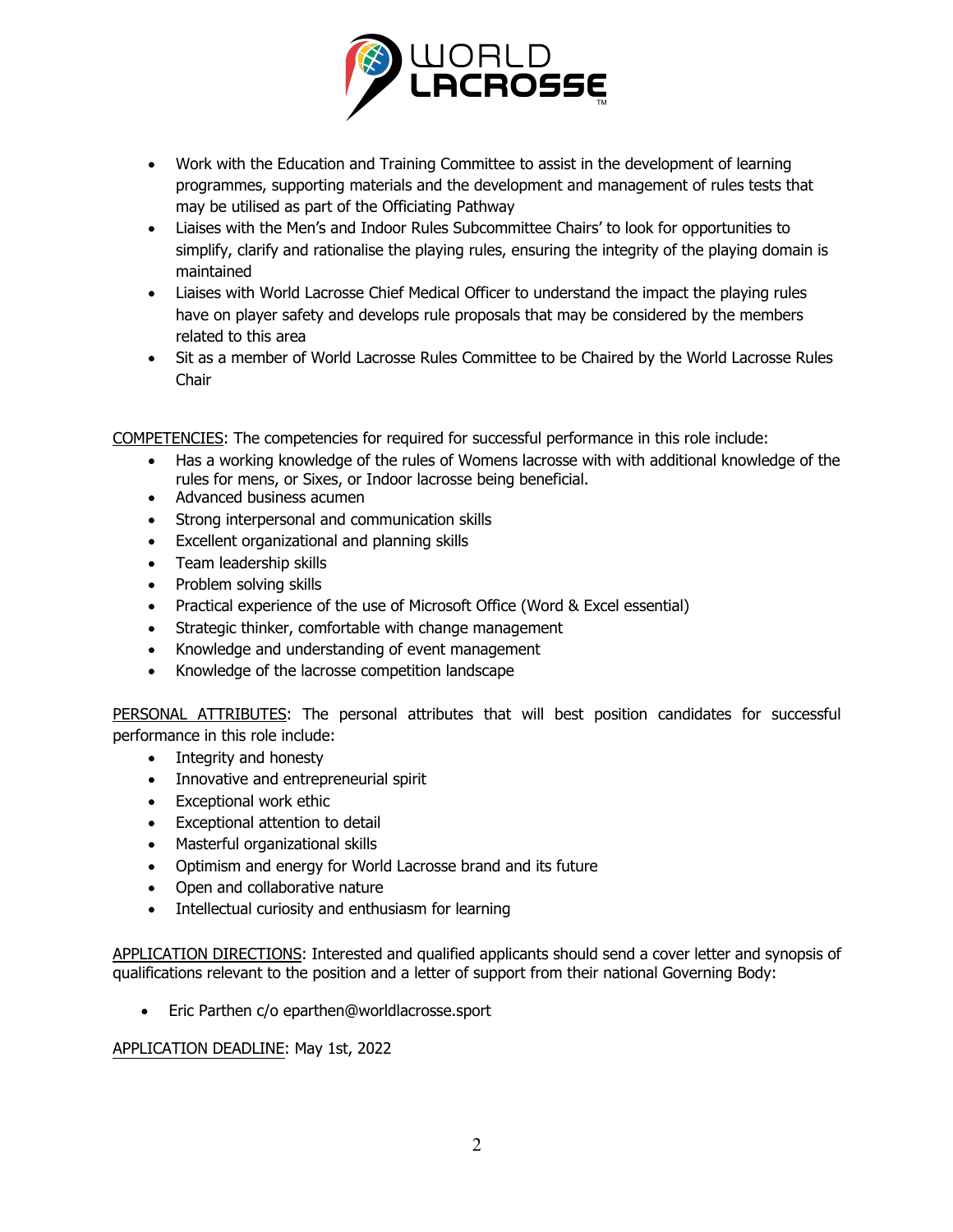- Work with the Education and Training Committee to assist in the development of learning programmes, supporting materials and the development and management of rules tests that may be utilised as part of the Officiating Pathway
- Liaises with the Men's and Indoor Rules Subcommittee Chairs' to look for opportunities to simplify, clarify and rationalise the playing rules, ensuring the integrity of the playing domain is maintained
- Liaises with World Lacrosse Chief Medical Officer to understand the impact the playing rules have on player safety and develops rule proposals that may be considered by the members related to this area
- Sit as a member of World Lacrosse Rules Committee to be Chaired by the World Lacrosse Rules Chair

COMPETENCIES: The competencies for required for successful performance in this role include:

- Has a working knowledge of the rules of Womens lacrosse with with additional knowledge of the rules for mens, or Sixes, or Indoor lacrosse being beneficial.
- Advanced business acumen
- Strong interpersonal and communication skills
- Excellent organizational and planning skills
- Team leadership skills
- Problem solving skills
- Practical experience of the use of Microsoft Office (Word & Excel essential)
- Strategic thinker, comfortable with change management
- Knowledge and understanding of event management
- Knowledge of the lacrosse competition landscape

PERSONAL ATTRIBUTES: The personal attributes that will best position candidates for successful performance in this role include:

- Integrity and honesty
- Innovative and entrepreneurial spirit
- Exceptional work ethic
- Exceptional attention to detail
- Masterful organizational skills
- Optimism and energy for World Lacrosse brand and its future
- Open and collaborative nature
- Intellectual curiosity and enthusiasm for learning

APPLICATION DIRECTIONS: Interested and qualified applicants should send a cover letter and synopsis of qualifications relevant to the position and a letter of support from their national Governing Body:

- Eric Parthen c/o eparthen@worldlacrosse.sport

APPLICATION DEADLINE: May 1st, 2022